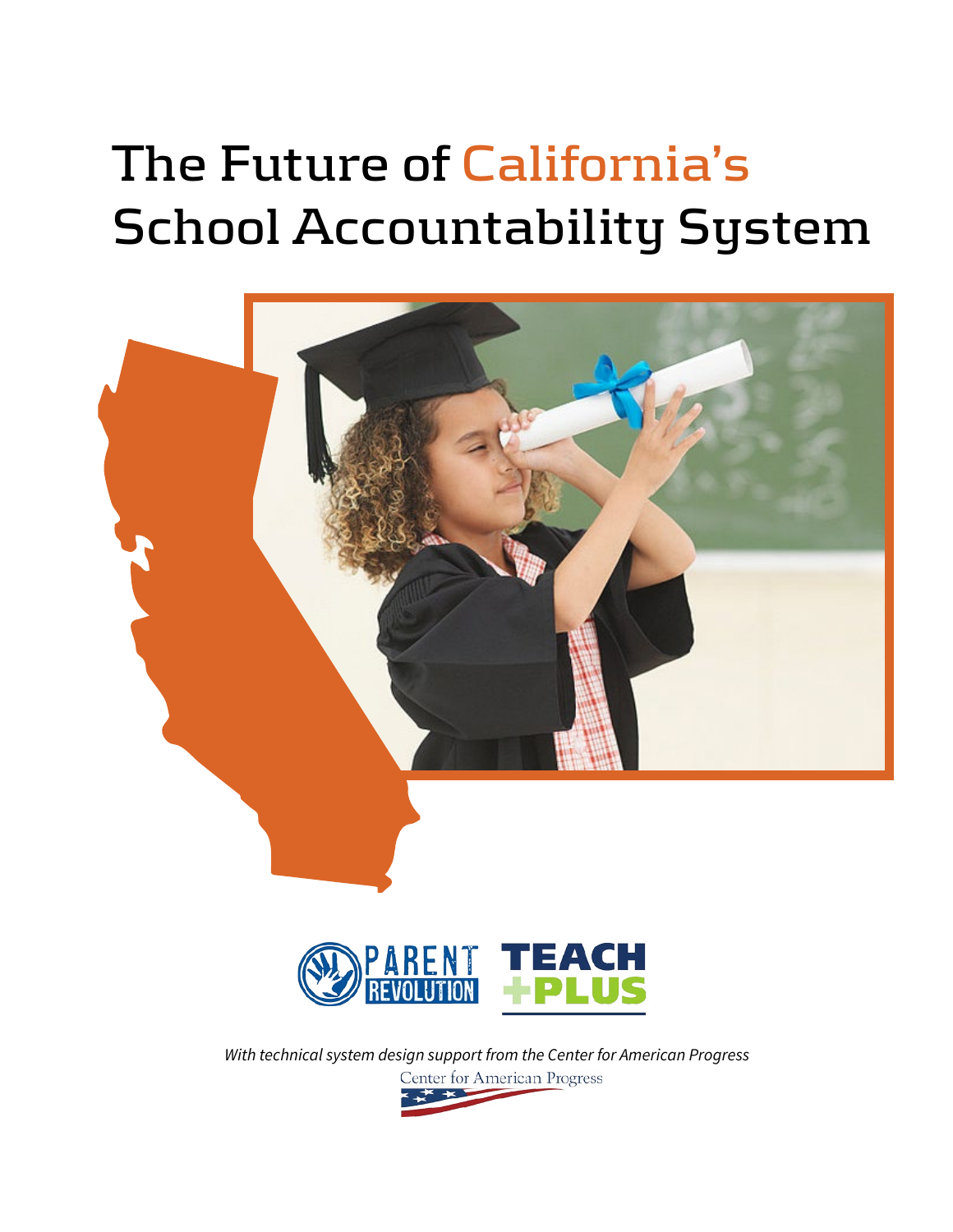# The Future of California's School Accountability System

PARENT REVOLUTION

TEACH +PLUS

*With technical system design support from the Center for American Progress*

Center for American Progress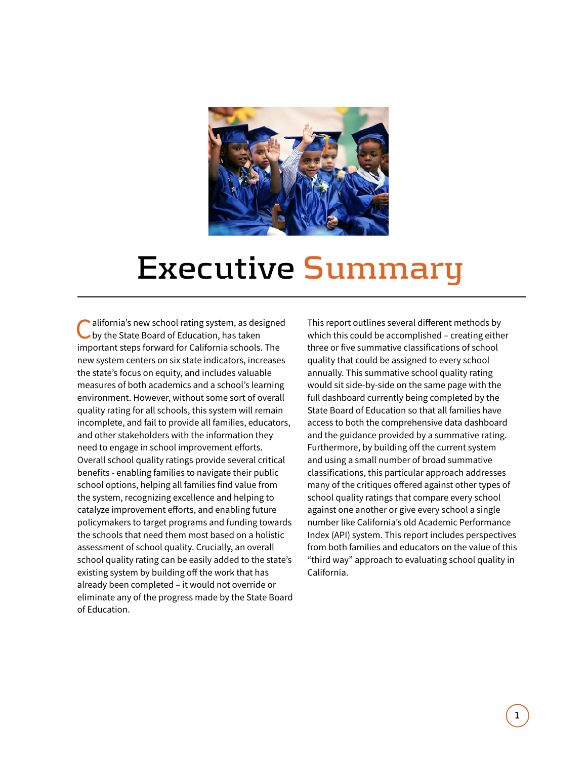# Executive Summary

California's new school rating system, as designed by the State Board of Education, has taken important steps forward for California schools. The new system centers on six state indicators, increases the state's focus on equity, and includes valuable measures of both academics and a school's learning environment. However, without some sort of overall quality rating for all schools, this system will remain incomplete, and fail to provide all families, educators, and other stakeholders with the information they need to engage in school improvement efforts. Overall school quality ratings provide several critical benefits - enabling families to navigate their public school options, helping all families find value from the system, recognizing excellence and helping to catalyze improvement efforts, and enabling future policymakers to target programs and funding towards the schools that need them most based on a holistic assessment of school quality. Crucially, an overall school quality rating can be easily added to the state's existing system by building off the work that has already been completed – it would not override or eliminate any of the progress made by the State Board of Education.

This report outlines several different methods by which this could be accomplished – creating either three or five summative classifications of school quality that could be assigned to every school annually. This summative school quality rating would sit side-by-side on the same page with the full dashboard currently being completed by the State Board of Education so that all families have access to both the comprehensive data dashboard and the guidance provided by a summative rating. Furthermore, by building off the current system and using a small number of broad summative classifications, this particular approach addresses many of the critiques offered against other types of school quality ratings that compare every school against one another or give every school a single number like California's old Academic Performance Index (API) system. This report includes perspectives from both families and educators on the value of this "third way" approach to evaluating school quality in California.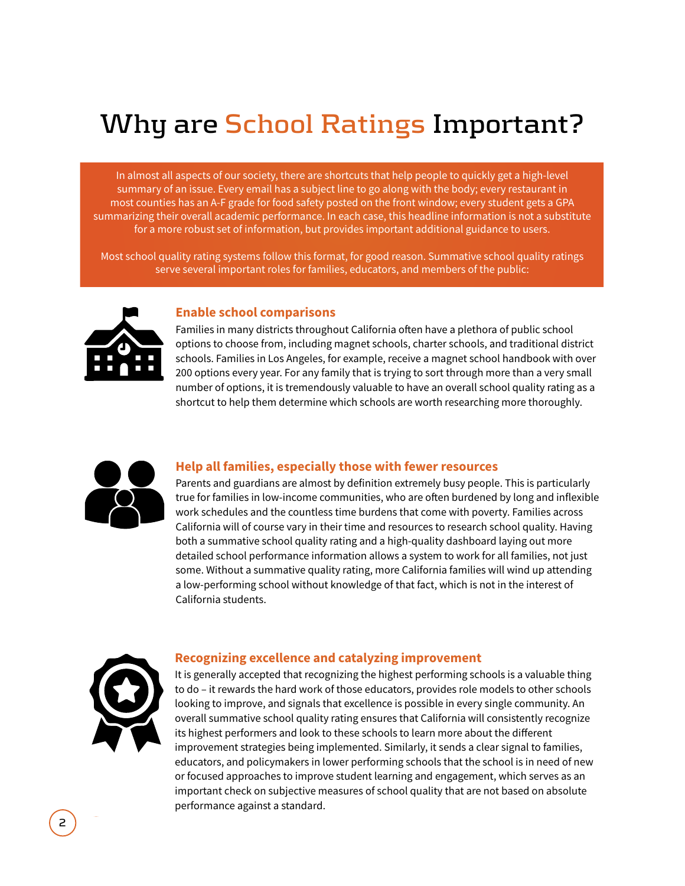# Why are School Ratings Important?

In almost all aspects of our society, there are shortcuts that help people to quickly get a high-level summary of an issue. Every email has a subject line to go along with the body; every restaurant in most counties has an A-F grade for food safety posted on the front window; every student gets a GPA summarizing their overall academic performance. In each case, this headline information is not a substitute for a more robust set of information, but provides important additional guidance to users.

Most school quality rating systems follow this format, for good reason. Summative school quality ratings serve several important roles for families, educators, and members of the public:

### Enable school comparisons

Families in many districts throughout California often have a plethora of public school options to choose from, including magnet schools, charter schools, and traditional district schools. Families in Los Angeles, for example, receive a magnet school handbook with over 200 options every year. For any family that is trying to sort through more than a very small number of options, it is tremendously valuable to have an overall school quality rating as a shortcut to help them determine which schools are worth researching more thoroughly.

### Help all families, especially those with fewer resources

Parents and guardians are almost by definition extremely busy people. This is particularly true for families in low-income communities, who are often burdened by long and inflexible work schedules and the countless time burdens that come with poverty. Families across California will of course vary in their time and resources to research school quality. Having both a summative school quality rating and a high-quality dashboard laying out more detailed school performance information allows a system to work for all families, not just some. Without a summative quality rating, more California families will wind up attending a low-performing school without knowledge of that fact, which is not in the interest of California students.

### Recognizing excellence and catalyzing improvement

It is generally accepted that recognizing the highest performing schools is a valuable thing to do – it rewards the hard work of those educators, provides role models to other schools looking to improve, and signals that excellence is possible in every single community. An overall summative school quality rating ensures that California will consistently recognize its highest performers and look to these schools to learn more about the different improvement strategies being implemented. Similarly, it sends a clear signal to families, educators, and policymakers in lower performing schools that the school is in need of new or focused approaches to improve student learning and engagement, which serves as an important check on subjective measures of school quality that are not based on absolute performance against a standard.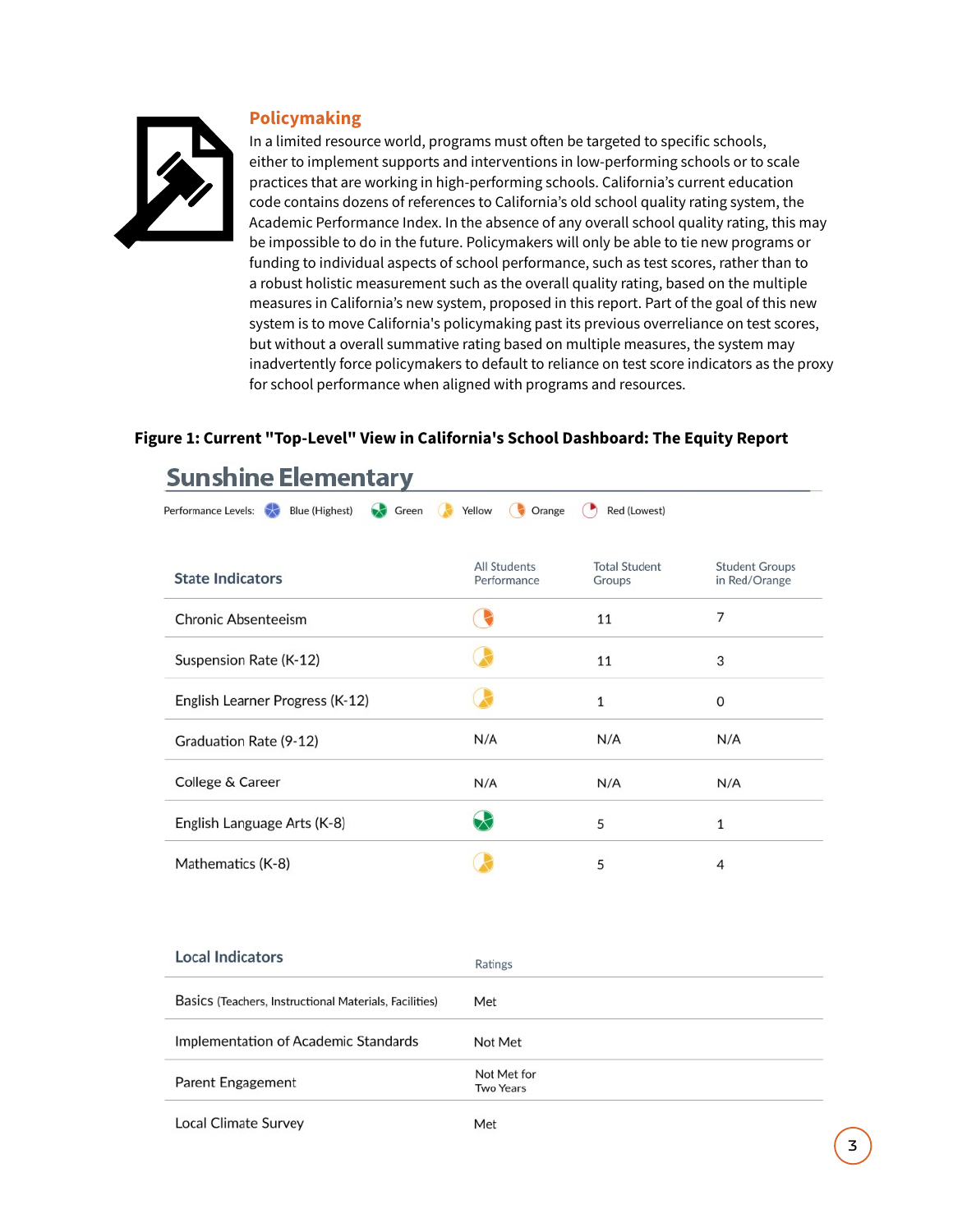## Policymaking

In a limited resource world, programs must often be targeted to specific schools, either to implement supports and interventions in low-performing schools or to scale practices that are working in high-performing schools. California's current education code contains dozens of references to California's old school quality rating system, the Academic Performance Index. In the absence of any overall school quality rating, this may be impossible to do in the future. Policymakers will only be able to tie new programs or funding to individual aspects of school performance, such as test scores, rather than to a robust holistic measurement such as the overall quality rating, based on the multiple measures in California's new system, proposed in this report. Part of the goal of this new system is to move California's policymaking past its previous overreliance on test scores, but without a overall summative rating based on multiple measures, the system may inadvertently force policymakers to default to reliance on test score indicators as the proxy for school performance when aligned with programs and resources.

**Figure 1: Current "Top-Level" View in California's School Dashboard: The Equity Report**

### Sunshine Elementary

Performance Levels: Blue (Highest) | Green | Yellow | Orange | Red (Lowest)

| State Indicators | All Students Performance | Total Student Groups | Student Groups in Red/Orange |
|---|---|---|---|
| Chronic Absenteeism | Orange | 11 | 7 |
| Suspension Rate (K-12) | Yellow | 11 | 3 |
| English Learner Progress (K-12) | Yellow | 1 | 0 |
| Graduation Rate (9-12) | N/A | N/A | N/A |
| College & Career | N/A | N/A | N/A |
| English Language Arts (K-8) | Green | 5 | 1 |
| Mathematics (K-8) | Yellow | 5 | 4 |

| Local Indicators | Ratings |
|---|---|
| Basics (Teachers, Instructional Materials, Facilities) | Met |
| Implementation of Academic Standards | Not Met |
| Parent Engagement | Not Met for Two Years |
| Local Climate Survey | Met |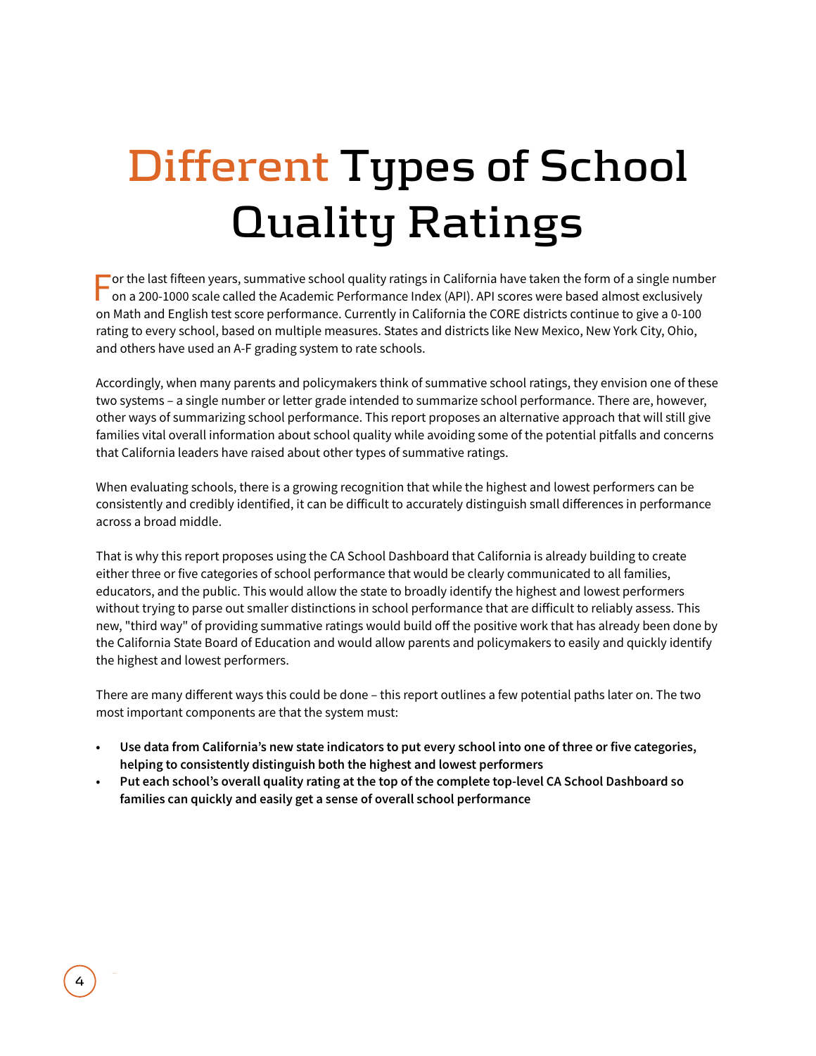# Different Types of School Quality Ratings

For the last fifteen years, summative school quality ratings in California have taken the form of a single number on a 200-1000 scale called the Academic Performance Index (API). API scores were based almost exclusively on Math and English test score performance. Currently in California the CORE districts continue to give a 0-100 rating to every school, based on multiple measures. States and districts like New Mexico, New York City, Ohio, and others have used an A-F grading system to rate schools.

Accordingly, when many parents and policymakers think of summative school ratings, they envision one of these two systems – a single number or letter grade intended to summarize school performance. There are, however, other ways of summarizing school performance. This report proposes an alternative approach that will still give families vital overall information about school quality while avoiding some of the potential pitfalls and concerns that California leaders have raised about other types of summative ratings.

When evaluating schools, there is a growing recognition that while the highest and lowest performers can be consistently and credibly identified, it can be difficult to accurately distinguish small differences in performance across a broad middle.

That is why this report proposes using the CA School Dashboard that California is already building to create either three or five categories of school performance that would be clearly communicated to all families, educators, and the public. This would allow the state to broadly identify the highest and lowest performers without trying to parse out smaller distinctions in school performance that are difficult to reliably assess. This new, "third way" of providing summative ratings would build off the positive work that has already been done by the California State Board of Education and would allow parents and policymakers to easily and quickly identify the highest and lowest performers.

There are many different ways this could be done – this report outlines a few potential paths later on. The two most important components are that the system must:

- **Use data from California's new state indicators to put every school into one of three or five categories, helping to consistently distinguish both the highest and lowest performers**
- **Put each school's overall quality rating at the top of the complete top-level CA School Dashboard so families can quickly and easily get a sense of overall school performance**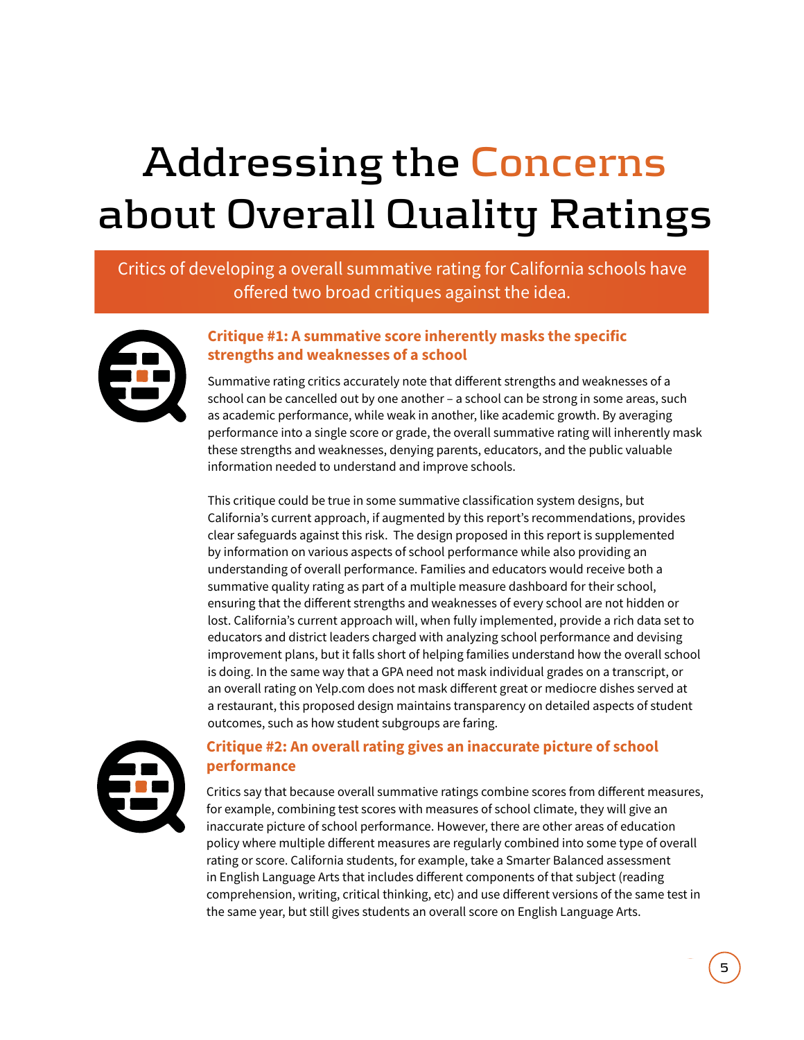# Addressing the Concerns about Overall Quality Ratings

Critics of developing a overall summative rating for California schools have offered two broad critiques against the idea.

### Critique #1: A summative score inherently masks the specific strengths and weaknesses of a school

Summative rating critics accurately note that different strengths and weaknesses of a school can be cancelled out by one another – a school can be strong in some areas, such as academic performance, while weak in another, like academic growth. By averaging performance into a single score or grade, the overall summative rating will inherently mask these strengths and weaknesses, denying parents, educators, and the public valuable information needed to understand and improve schools.

This critique could be true in some summative classification system designs, but California's current approach, if augmented by this report's recommendations, provides clear safeguards against this risk. The design proposed in this report is supplemented by information on various aspects of school performance while also providing an understanding of overall performance. Families and educators would receive both a summative quality rating as part of a multiple measure dashboard for their school, ensuring that the different strengths and weaknesses of every school are not hidden or lost. California's current approach will, when fully implemented, provide a rich data set to educators and district leaders charged with analyzing school performance and devising improvement plans, but it falls short of helping families understand how the overall school is doing. In the same way that a GPA need not mask individual grades on a transcript, or an overall rating on Yelp.com does not mask different great or mediocre dishes served at a restaurant, this proposed design maintains transparency on detailed aspects of student outcomes, such as how student subgroups are faring.

### Critique #2: An overall rating gives an inaccurate picture of school performance

Critics say that because overall summative ratings combine scores from different measures, for example, combining test scores with measures of school climate, they will give an inaccurate picture of school performance. However, there are other areas of education policy where multiple different measures are regularly combined into some type of overall rating or score. California students, for example, take a Smarter Balanced assessment in English Language Arts that includes different components of that subject (reading comprehension, writing, critical thinking, etc) and use different versions of the same test in the same year, but still gives students an overall score on English Language Arts.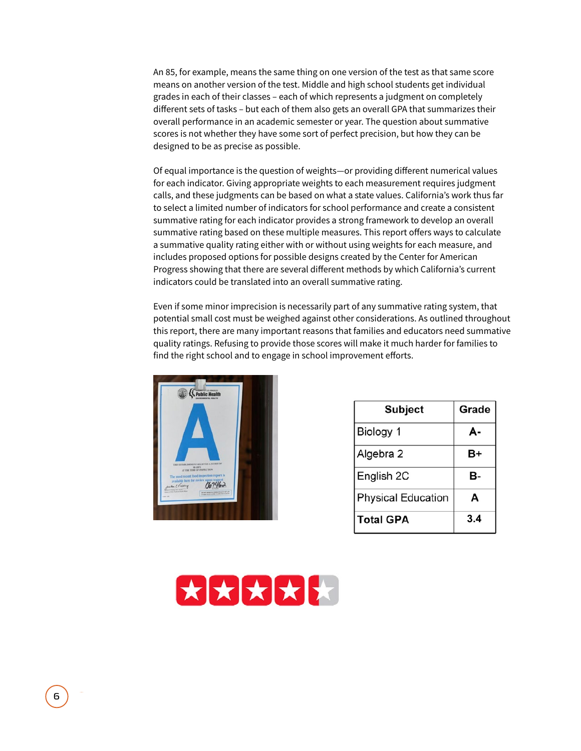An 85, for example, means the same thing on one version of the test as that same score means on another version of the test. Middle and high school students get individual grades in each of their classes – each of which represents a judgment on completely different sets of tasks – but each of them also gets an overall GPA that summarizes their overall performance in an academic semester or year. The question about summative scores is not whether they have some sort of perfect precision, but how they can be designed to be as precise as possible.

Of equal importance is the question of weights—or providing different numerical values for each indicator. Giving appropriate weights to each measurement requires judgment calls, and these judgments can be based on what a state values. California's work thus far to select a limited number of indicators for school performance and create a consistent summative rating for each indicator provides a strong framework to develop an overall summative rating based on these multiple measures. This report offers ways to calculate a summative quality rating either with or without using weights for each measure, and includes proposed options for possible designs created by the Center for American Progress showing that there are several different methods by which California's current indicators could be translated into an overall summative rating.

Even if some minor imprecision is necessarily part of any summative rating system, that potential small cost must be weighed against other considerations. As outlined throughout this report, there are many important reasons that families and educators need summative quality ratings. Refusing to provide those scores will make it much harder for families to find the right school and to engage in school improvement efforts.

| Subject | Grade |
|---|---|
| Biology 1 | A- |
| Algebra 2 | B+ |
| English 2C | B- |
| Physical Education | A |
| Total GPA | 3.4 |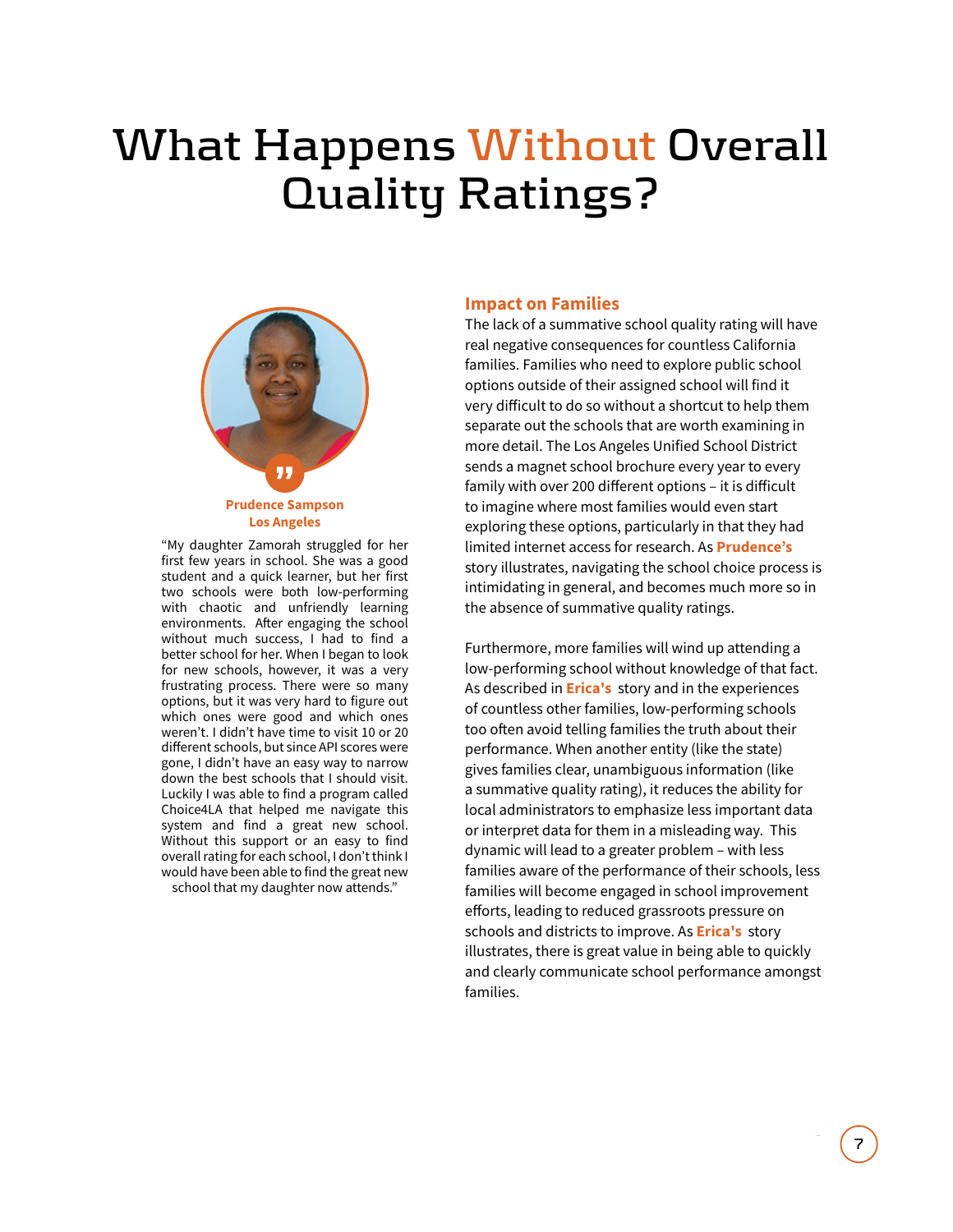# What Happens Without Overall Quality Ratings?

**Prudence Sampson**
**Los Angeles**

"My daughter Zamorah struggled for her first few years in school. She was a good student and a quick learner, but her first two schools were both low-performing with chaotic and unfriendly learning environments. After engaging the school without much success, I had to find a better school for her. When I began to look for new schools, however, it was a very frustrating process. There were so many options, but it was very hard to figure out which ones were good and which ones weren't. I didn't have time to visit 10 or 20 different schools, but since API scores were gone, I didn't have an easy way to narrow down the best schools that I should visit. Luckily I was able to find a program called Choice4LA that helped me navigate this system and find a great new school. Without this support or an easy to find overall rating for each school, I don't think I would have been able to find the great new school that my daughter now attends."

## Impact on Families

The lack of a summative school quality rating will have real negative consequences for countless California families. Families who need to explore public school options outside of their assigned school will find it very difficult to do so without a shortcut to help them separate out the schools that are worth examining in more detail. The Los Angeles Unified School District sends a magnet school brochure every year to every family with over 200 different options – it is difficult to imagine where most families would even start exploring these options, particularly in that they had limited internet access for research. As **Prudence's** story illustrates, navigating the school choice process is intimidating in general, and becomes much more so in the absence of summative quality ratings.

Furthermore, more families will wind up attending a low-performing school without knowledge of that fact. As described in **Erica's** story and in the experiences of countless other families, low-performing schools too often avoid telling families the truth about their performance. When another entity (like the state) gives families clear, unambiguous information (like a summative quality rating), it reduces the ability for local administrators to emphasize less important data or interpret data for them in a misleading way. This dynamic will lead to a greater problem – with less families aware of the performance of their schools, less families will become engaged in school improvement efforts, leading to reduced grassroots pressure on schools and districts to improve. As **Erica's** story illustrates, there is great value in being able to quickly and clearly communicate school performance amongst families.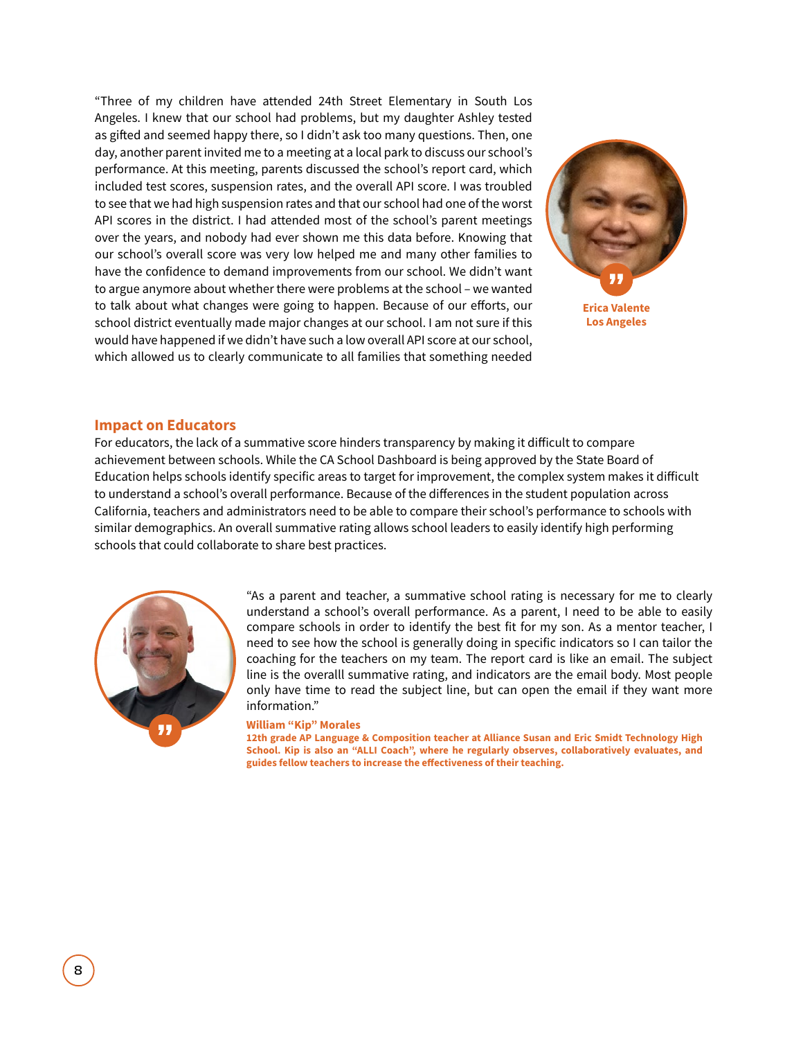"Three of my children have attended 24th Street Elementary in South Los Angeles. I knew that our school had problems, but my daughter Ashley tested as gifted and seemed happy there, so I didn't ask too many questions. Then, one day, another parent invited me to a meeting at a local park to discuss our school's performance. At this meeting, parents discussed the school's report card, which included test scores, suspension rates, and the overall API score. I was troubled to see that we had high suspension rates and that our school had one of the worst API scores in the district. I had attended most of the school's parent meetings over the years, and nobody had ever shown me this data before. Knowing that our school's overall score was very low helped me and many other families to have the confidence to demand improvements from our school. We didn't want to argue anymore about whether there were problems at the school – we wanted to talk about what changes were going to happen. Because of our efforts, our school district eventually made major changes at our school. I am not sure if this would have happened if we didn't have such a low overall API score at our school, which allowed us to clearly communicate to all families that something needed

**Erica Valente**
**Los Angeles**

## Impact on Educators

For educators, the lack of a summative score hinders transparency by making it difficult to compare achievement between schools. While the CA School Dashboard is being approved by the State Board of Education helps schools identify specific areas to target for improvement, the complex system makes it difficult to understand a school's overall performance. Because of the differences in the student population across California, teachers and administrators need to be able to compare their school's performance to schools with similar demographics. An overall summative rating allows school leaders to easily identify high performing schools that could collaborate to share best practices.

"As a parent and teacher, a summative school rating is necessary for me to clearly understand a school's overall performance. As a parent, I need to be able to easily compare schools in order to identify the best fit for my son. As a mentor teacher, I need to see how the school is generally doing in specific indicators so I can tailor the coaching for the teachers on my team. The report card is like an email. The subject line is the overalll summative rating, and indicators are the email body. Most people only have time to read the subject line, but can open the email if they want more information."

**William "Kip" Morales**
**12th grade AP Language & Composition teacher at Alliance Susan and Eric Smidt Technology High School. Kip is also an "ALLI Coach", where he regularly observes, collaboratively evaluates, and guides fellow teachers to increase the effectiveness of their teaching.**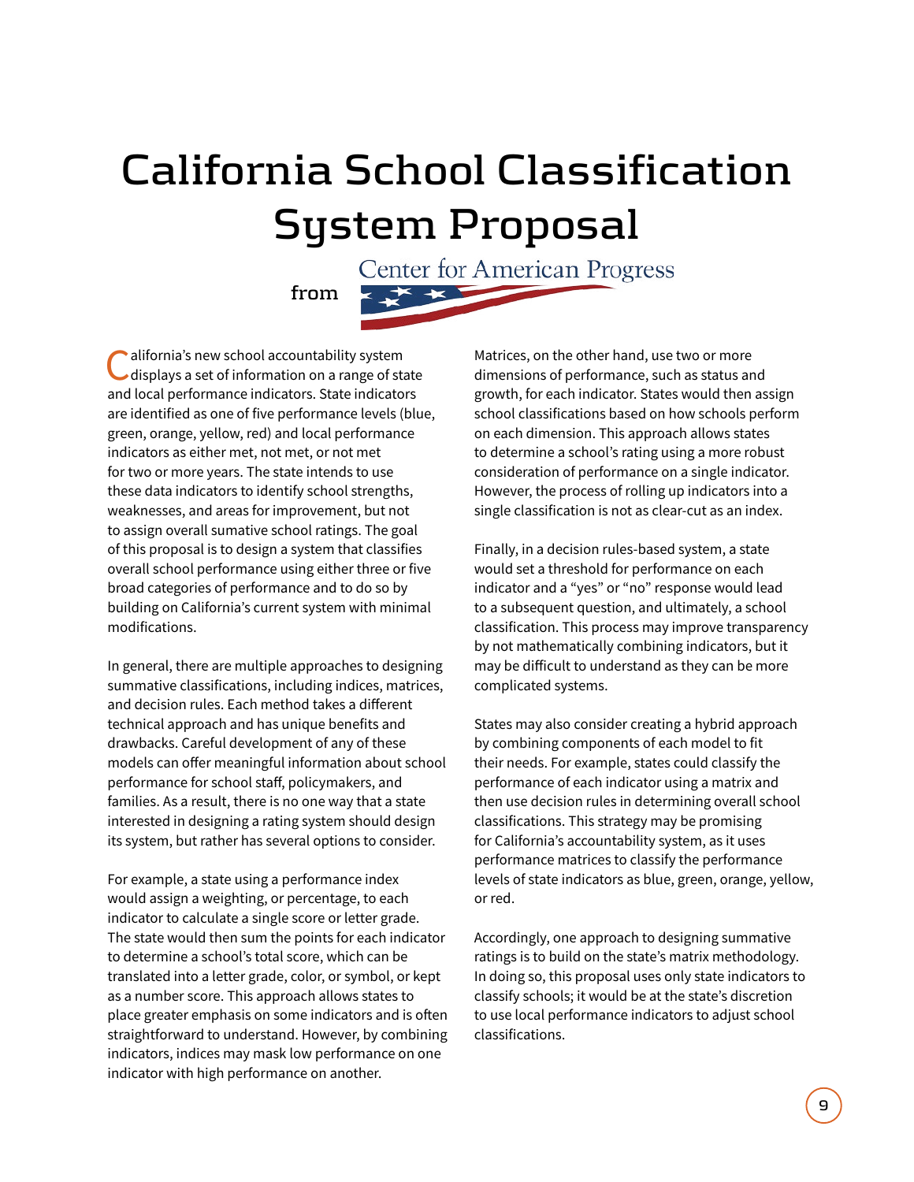# California School Classification System Proposal

from Center for American Progress

California's new school accountability system displays a set of information on a range of state and local performance indicators. State indicators are identified as one of five performance levels (blue, green, orange, yellow, red) and local performance indicators as either met, not met, or not met for two or more years. The state intends to use these data indicators to identify school strengths, weaknesses, and areas for improvement, but not to assign overall sumative school ratings. The goal of this proposal is to design a system that classifies overall school performance using either three or five broad categories of performance and to do so by building on California's current system with minimal modifications.

In general, there are multiple approaches to designing summative classifications, including indices, matrices, and decision rules. Each method takes a different technical approach and has unique benefits and drawbacks. Careful development of any of these models can offer meaningful information about school performance for school staff, policymakers, and families. As a result, there is no one way that a state interested in designing a rating system should design its system, but rather has several options to consider.

For example, a state using a performance index would assign a weighting, or percentage, to each indicator to calculate a single score or letter grade. The state would then sum the points for each indicator to determine a school's total score, which can be translated into a letter grade, color, or symbol, or kept as a number score. This approach allows states to place greater emphasis on some indicators and is often straightforward to understand. However, by combining indicators, indices may mask low performance on one indicator with high performance on another.

Matrices, on the other hand, use two or more dimensions of performance, such as status and growth, for each indicator. States would then assign school classifications based on how schools perform on each dimension. This approach allows states to determine a school's rating using a more robust consideration of performance on a single indicator. However, the process of rolling up indicators into a single classification is not as clear-cut as an index.

Finally, in a decision rules-based system, a state would set a threshold for performance on each indicator and a "yes" or "no" response would lead to a subsequent question, and ultimately, a school classification. This process may improve transparency by not mathematically combining indicators, but it may be difficult to understand as they can be more complicated systems.

States may also consider creating a hybrid approach by combining components of each model to fit their needs. For example, states could classify the performance of each indicator using a matrix and then use decision rules in determining overall school classifications. This strategy may be promising for California's accountability system, as it uses performance matrices to classify the performance levels of state indicators as blue, green, orange, yellow, or red.

Accordingly, one approach to designing summative ratings is to build on the state's matrix methodology. In doing so, this proposal uses only state indicators to classify schools; it would be at the state's discretion to use local performance indicators to adjust school classifications.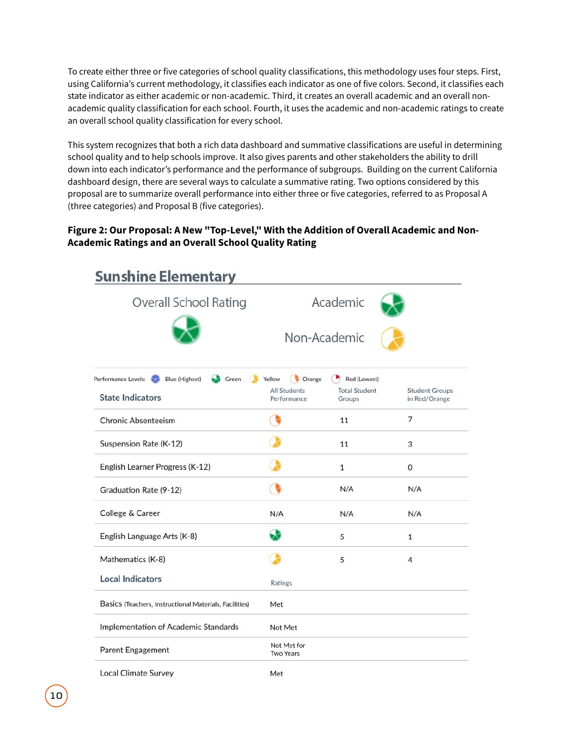To create either three or five categories of school quality classifications, this methodology uses four steps. First, using California's current methodology, it classifies each indicator as one of five colors. Second, it classifies each state indicator as either academic or non-academic. Third, it creates an overall academic and an overall non-academic quality classification for each school. Fourth, it uses the academic and non-academic ratings to create an overall school quality classification for every school.

This system recognizes that both a rich data dashboard and summative classifications are useful in determining school quality and to help schools improve. It also gives parents and other stakeholders the ability to drill down into each indicator's performance and the performance of subgroups. Building on the current California dashboard design, there are several ways to calculate a summative rating. Two options considered by this proposal are to summarize overall performance into either three or five categories, referred to as Proposal A (three categories) and Proposal B (five categories).

**Figure 2: Our Proposal: A New "Top-Level," With the Addition of Overall Academic and Non-Academic Ratings and an Overall School Quality Rating**

## Sunshine Elementary

Overall School Rating: Green

Academic: Green

Non-Academic: Yellow

Performance Levels: Blue (Highest), Green, Yellow, Orange, Red (Lowest)

| State Indicators | All Students Performance | Total Student Groups | Student Groups in Red/Orange |
|---|---|---|---|
| Chronic Absenteeism | Orange | 11 | 7 |
| Suspension Rate (K-12) | Yellow | 11 | 3 |
| English Learner Progress (K-12) | Yellow | 1 | 0 |
| Graduation Rate (9-12) | Orange | N/A | N/A |
| College & Career | N/A | N/A | N/A |
| English Language Arts (K-8) | Green | 5 | 1 |
| Mathematics (K-8) | Yellow | 5 | 4 |

| Local Indicators | Ratings |
|---|---|
| Basics (Teachers, Instructional Materials, Facilities) | Met |
| Implementation of Academic Standards | Not Met |
| Parent Engagement | Not Met for Two Years |
| Local Climate Survey | Met |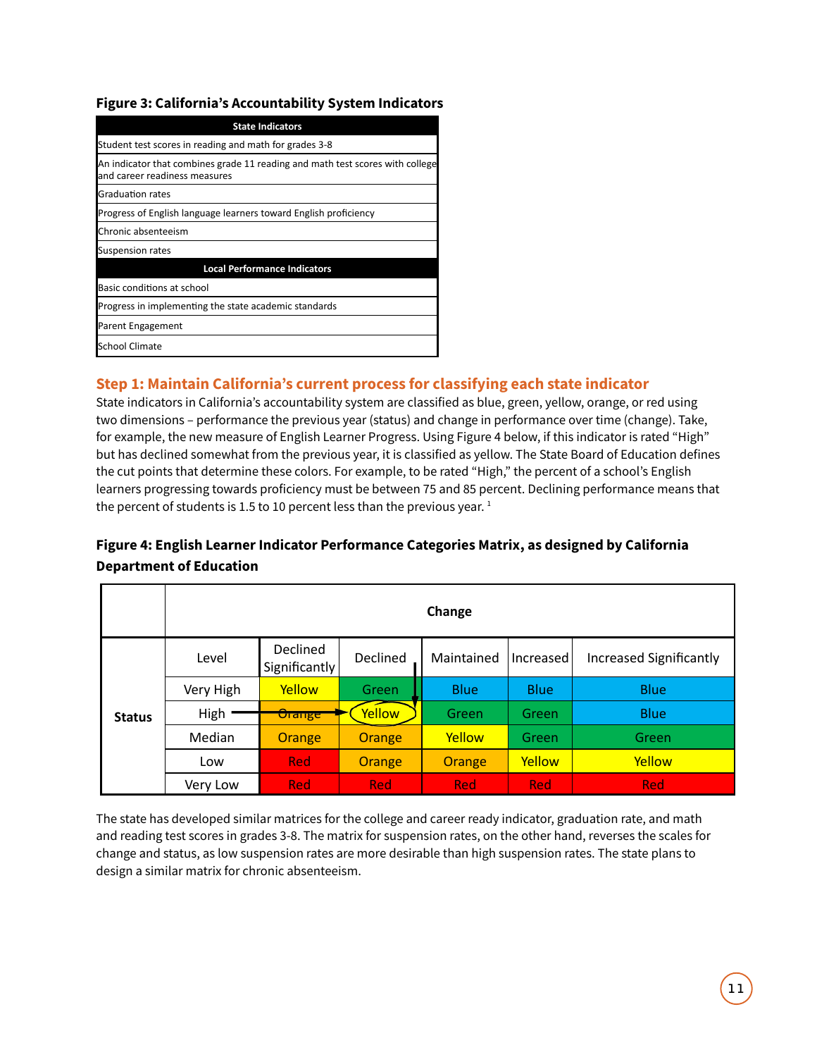**Figure 3: California's Accountability System Indicators**

| State Indicators |
|---|
| Student test scores in reading and math for grades 3-8 |
| An indicator that combines grade 11 reading and math test scores with college and career readiness measures |
| Graduation rates |
| Progress of English language learners toward English proficiency |
| Chronic absenteeism |
| Suspension rates |
| **Local Performance Indicators** |
| Basic conditions at school |
| Progress in implementing the state academic standards |
| Parent Engagement |
| School Climate |

## Step 1: Maintain California's current process for classifying each state indicator

State indicators in California's accountability system are classified as blue, green, yellow, orange, or red using two dimensions – performance the previous year (status) and change in performance over time (change). Take, for example, the new measure of English Learner Progress. Using Figure 4 below, if this indicator is rated "High" but has declined somewhat from the previous year, it is classified as yellow. The State Board of Education defines the cut points that determine these colors. For example, to be rated "High," the percent of a school's English learners progressing towards proficiency must be between 75 and 85 percent. Declining performance means that the percent of students is 1.5 to 10 percent less than the previous year. [1]

**Figure 4: English Learner Indicator Performance Categories Matrix, as designed by California Department of Education**

| | | Change | | | | |
|---|---|---|---|---|---|---|
| | Level | Declined Significantly | Declined | Maintained | Increased | Increased Significantly |
| Status | Very High | Yellow | Green | Blue | Blue | Blue |
| | High | Orange | Yellow | Green | Green | Blue |
| | Median | Orange | Orange | Yellow | Green | Green |
| | Low | Red | Orange | Orange | Yellow | Yellow |
| | Very Low | Red | Red | Red | Red | Red |

The state has developed similar matrices for the college and career ready indicator, graduation rate, and math and reading test scores in grades 3-8. The matrix for suspension rates, on the other hand, reverses the scales for change and status, as low suspension rates are more desirable than high suspension rates. The state plans to design a similar matrix for chronic absenteeism.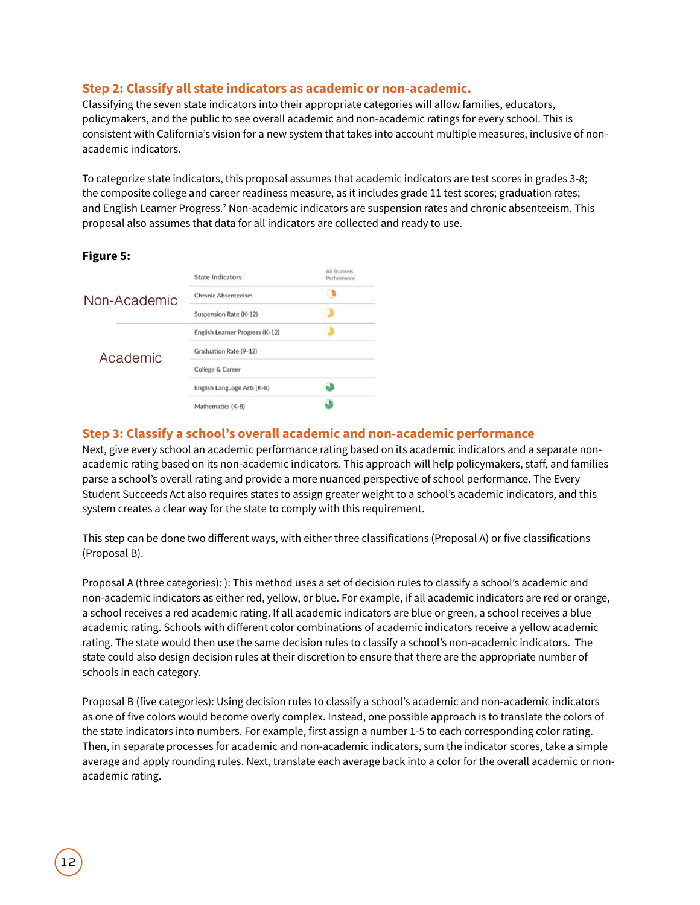## Step 2: Classify all state indicators as academic or non-academic.

Classifying the seven state indicators into their appropriate categories will allow families, educators, policymakers, and the public to see overall academic and non-academic ratings for every school. This is consistent with California's vision for a new system that takes into account multiple measures, inclusive of non-academic indicators.

To categorize state indicators, this proposal assumes that academic indicators are test scores in grades 3-8; the composite college and career readiness measure, as it includes grade 11 test scores; graduation rates; and English Learner Progress.[2] Non-academic indicators are suspension rates and chronic absenteeism. This proposal also assumes that data for all indicators are collected and ready to use.

**Figure 5:**

| | State Indicators | All Students Performance |
|---|---|---|
| Non-Academic | Chronic Absenteeism | |
| | Suspension Rate (K-12) | |
| Academic | English Learner Progress (K-12) | |
| | Graduation Rate (9-12) | |
| | College & Career | |
| | English Language Arts (K-8) | |
| | Mathematics (K-8) | |

## Step 3: Classify a school's overall academic and non-academic performance

Next, give every school an academic performance rating based on its academic indicators and a separate non-academic rating based on its non-academic indicators. This approach will help policymakers, staff, and families parse a school's overall rating and provide a more nuanced perspective of school performance. The Every Student Succeeds Act also requires states to assign greater weight to a school's academic indicators, and this system creates a clear way for the state to comply with this requirement.

This step can be done two different ways, with either three classifications (Proposal A) or five classifications (Proposal B).

Proposal A (three categories): ): This method uses a set of decision rules to classify a school's academic and non-academic indicators as either red, yellow, or blue. For example, if all academic indicators are red or orange, a school receives a red academic rating. If all academic indicators are blue or green, a school receives a blue academic rating. Schools with different color combinations of academic indicators receive a yellow academic rating. The state would then use the same decision rules to classify a school's non-academic indicators. The state could also design decision rules at their discretion to ensure that there are the appropriate number of schools in each category.

Proposal B (five categories): Using decision rules to classify a school's academic and non-academic indicators as one of five colors would become overly complex. Instead, one possible approach is to translate the colors of the state indicators into numbers. For example, first assign a number 1-5 to each corresponding color rating. Then, in separate processes for academic and non-academic indicators, sum the indicator scores, take a simple average and apply rounding rules. Next, translate each average back into a color for the overall academic or non-academic rating.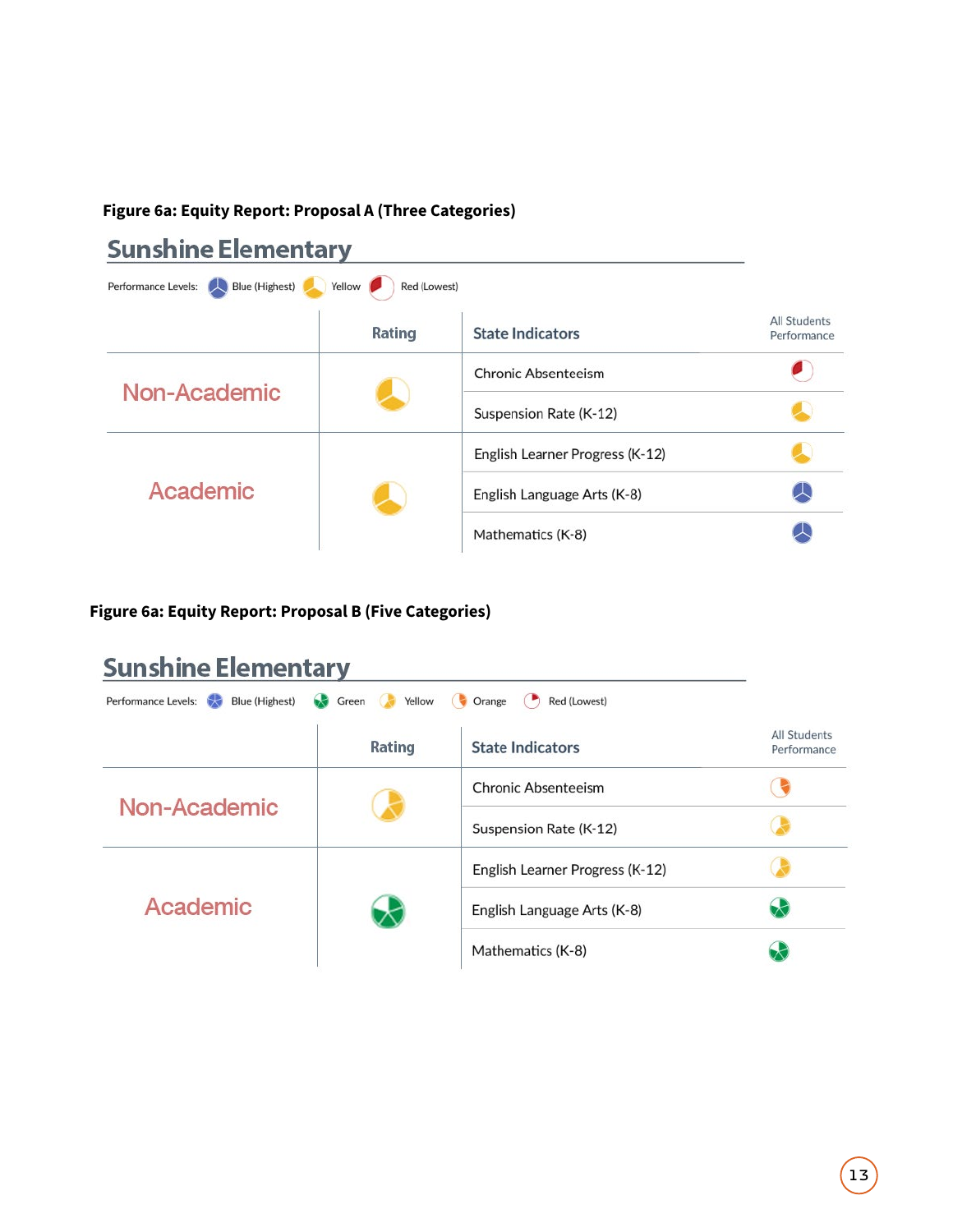**Figure 6a: Equity Report: Proposal A (Three Categories)**

## Sunshine Elementary

Performance Levels: Blue (Highest) Yellow Red (Lowest)

| | Rating | State Indicators | All Students Performance |
|---|---|---|---|
| Non-Academic | Yellow | Chronic Absenteeism | Red |
| | | Suspension Rate (K-12) | Yellow |
| Academic | Yellow | English Learner Progress (K-12) | Yellow |
| | | English Language Arts (K-8) | Blue |
| | | Mathematics (K-8) | Blue |

**Figure 6a: Equity Report: Proposal B (Five Categories)**

## Sunshine Elementary

Performance Levels: Blue (Highest) Green Yellow Orange Red (Lowest)

| | Rating | State Indicators | All Students Performance |
|---|---|---|---|
| Non-Academic | Yellow | Chronic Absenteeism | Orange |
| | | Suspension Rate (K-12) | Yellow |
| Academic | Green | English Learner Progress (K-12) | Yellow |
| | | English Language Arts (K-8) | Green |
| | | Mathematics (K-8) | Green |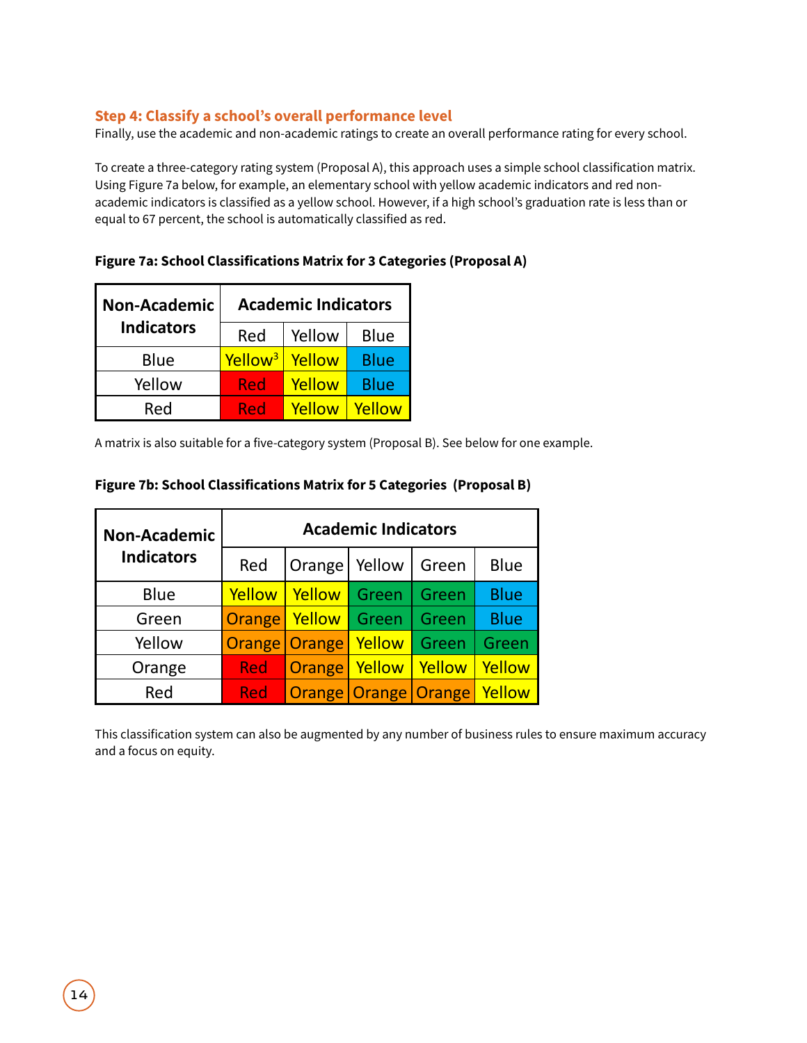### Step 4: Classify a school's overall performance level

Finally, use the academic and non-academic ratings to create an overall performance rating for every school.

To create a three-category rating system (Proposal A), this approach uses a simple school classification matrix. Using Figure 7a below, for example, an elementary school with yellow academic indicators and red non-academic indicators is classified as a yellow school. However, if a high school's graduation rate is less than or equal to 67 percent, the school is automatically classified as red.

**Figure 7a: School Classifications Matrix for 3 Categories (Proposal A)**

| Non-Academic Indicators | Academic Indicators | | |
|---|---|---|---|
| | Red | Yellow | Blue |
| Blue | Yellow[3] | Yellow | Blue |
| Yellow | Red | Yellow | Blue |
| Red | Red | Yellow | Yellow |

A matrix is also suitable for a five-category system (Proposal B). See below for one example.

**Figure 7b: School Classifications Matrix for 5 Categories (Proposal B)**

| Non-Academic Indicators | Academic Indicators | | | | |
|---|---|---|---|---|---|
| | Red | Orange | Yellow | Green | Blue |
| Blue | Yellow | Yellow | Green | Green | Blue |
| Green | Orange | Yellow | Green | Green | Blue |
| Yellow | Orange | Orange | Yellow | Green | Green |
| Orange | Red | Orange | Yellow | Yellow | Yellow |
| Red | Red | Orange | Orange | Orange | Yellow |

This classification system can also be augmented by any number of business rules to ensure maximum accuracy and a focus on equity.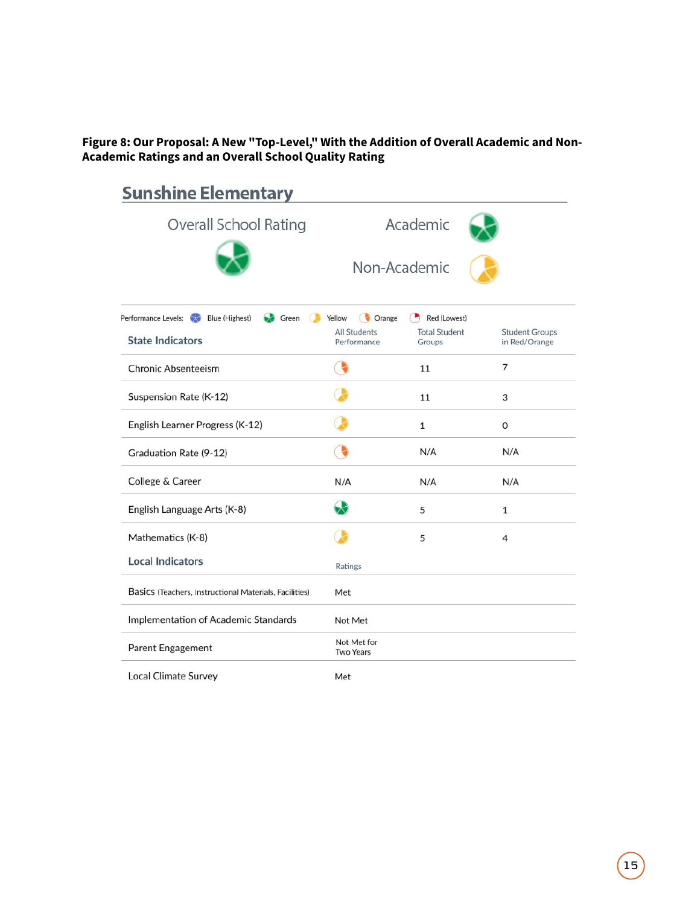**Figure 8: Our Proposal: A New "Top-Level," With the Addition of Overall Academic and Non-Academic Ratings and an Overall School Quality Rating**

## Sunshine Elementary

Overall School Rating: Green

Academic: Green

Non-Academic: Yellow

Performance Levels: Blue (Highest), Green, Yellow, Orange, Red (Lowest)

| State Indicators | All Students Performance | Total Student Groups | Student Groups in Red/Orange |
|---|---|---|---|
| Chronic Absenteeism | Orange | 11 | 7 |
| Suspension Rate (K-12) | Yellow | 11 | 3 |
| English Learner Progress (K-12) | Yellow | 1 | 0 |
| Graduation Rate (9-12) | Orange | N/A | N/A |
| College & Career | N/A | N/A | N/A |
| English Language Arts (K-8) | Green | 5 | 1 |
| Mathematics (K-8) | Yellow | 5 | 4 |

| Local Indicators | Ratings |
|---|---|
| Basics (Teachers, Instructional Materials, Facilities) | Met |
| Implementation of Academic Standards | Not Met |
| Parent Engagement | Not Met for Two Years |
| Local Climate Survey | Met |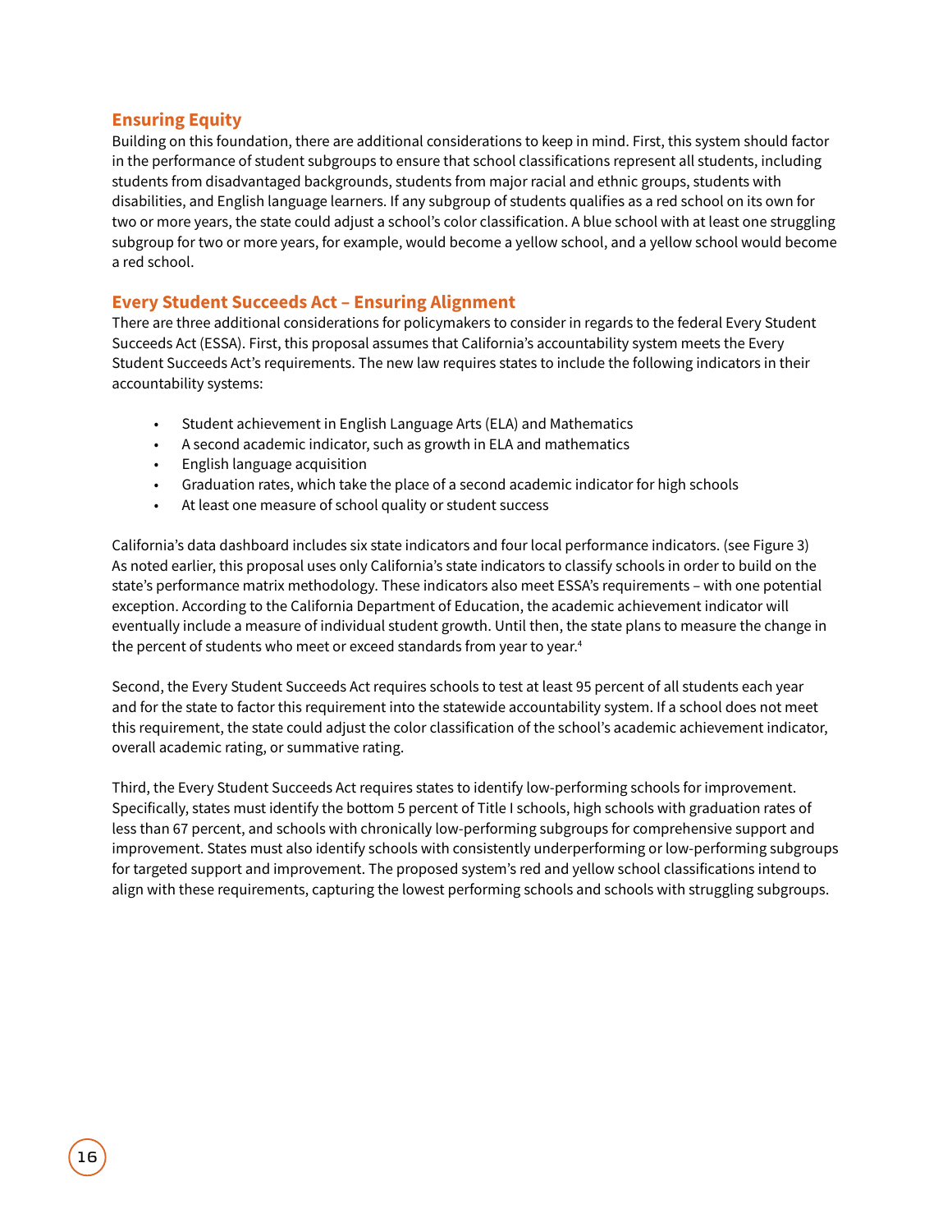## Ensuring Equity

Building on this foundation, there are additional considerations to keep in mind. First, this system should factor in the performance of student subgroups to ensure that school classifications represent all students, including students from disadvantaged backgrounds, students from major racial and ethnic groups, students with disabilities, and English language learners. If any subgroup of students qualifies as a red school on its own for two or more years, the state could adjust a school's color classification. A blue school with at least one struggling subgroup for two or more years, for example, would become a yellow school, and a yellow school would become a red school.

## Every Student Succeeds Act – Ensuring Alignment

There are three additional considerations for policymakers to consider in regards to the federal Every Student Succeeds Act (ESSA). First, this proposal assumes that California's accountability system meets the Every Student Succeeds Act's requirements. The new law requires states to include the following indicators in their accountability systems:

- Student achievement in English Language Arts (ELA) and Mathematics
- A second academic indicator, such as growth in ELA and mathematics
- English language acquisition
- Graduation rates, which take the place of a second academic indicator for high schools
- At least one measure of school quality or student success

California's data dashboard includes six state indicators and four local performance indicators. (see Figure 3) As noted earlier, this proposal uses only California's state indicators to classify schools in order to build on the state's performance matrix methodology. These indicators also meet ESSA's requirements – with one potential exception. According to the California Department of Education, the academic achievement indicator will eventually include a measure of individual student growth. Until then, the state plans to measure the change in the percent of students who meet or exceed standards from year to year.[4]

Second, the Every Student Succeeds Act requires schools to test at least 95 percent of all students each year and for the state to factor this requirement into the statewide accountability system. If a school does not meet this requirement, the state could adjust the color classification of the school's academic achievement indicator, overall academic rating, or summative rating.

Third, the Every Student Succeeds Act requires states to identify low-performing schools for improvement. Specifically, states must identify the bottom 5 percent of Title I schools, high schools with graduation rates of less than 67 percent, and schools with chronically low-performing subgroups for comprehensive support and improvement. States must also identify schools with consistently underperforming or low-performing subgroups for targeted support and improvement. The proposed system's red and yellow school classifications intend to align with these requirements, capturing the lowest performing schools and schools with struggling subgroups.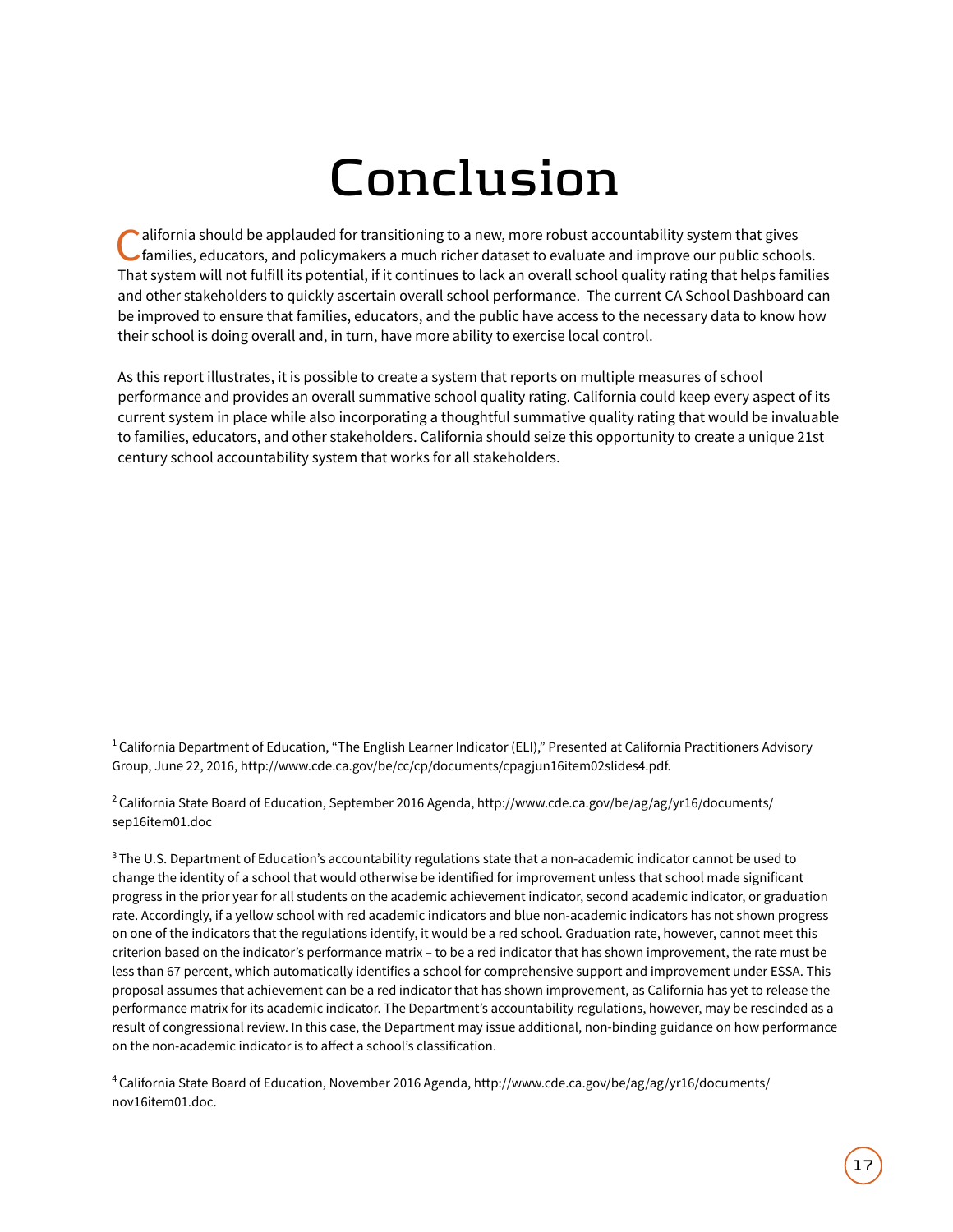# Conclusion

California should be applauded for transitioning to a new, more robust accountability system that gives families, educators, and policymakers a much richer dataset to evaluate and improve our public schools. That system will not fulfill its potential, if it continues to lack an overall school quality rating that helps families and other stakeholders to quickly ascertain overall school performance. The current CA School Dashboard can be improved to ensure that families, educators, and the public have access to the necessary data to know how their school is doing overall and, in turn, have more ability to exercise local control.

As this report illustrates, it is possible to create a system that reports on multiple measures of school performance and provides an overall summative school quality rating. California could keep every aspect of its current system in place while also incorporating a thoughtful summative quality rating that would be invaluable to families, educators, and other stakeholders. California should seize this opportunity to create a unique 21st century school accountability system that works for all stakeholders.

[1] California Department of Education, "The English Learner Indicator (ELI)," Presented at California Practitioners Advisory Group, June 22, 2016, http://www.cde.ca.gov/be/cc/cp/documents/cpagjun16item02slides4.pdf.

[2] California State Board of Education, September 2016 Agenda, http://www.cde.ca.gov/be/ag/ag/yr16/documents/sep16item01.doc

[3] The U.S. Department of Education's accountability regulations state that a non-academic indicator cannot be used to change the identity of a school that would otherwise be identified for improvement unless that school made significant progress in the prior year for all students on the academic achievement indicator, second academic indicator, or graduation rate. Accordingly, if a yellow school with red academic indicators and blue non-academic indicators has not shown progress on one of the indicators that the regulations identify, it would be a red school. Graduation rate, however, cannot meet this criterion based on the indicator's performance matrix – to be a red indicator that has shown improvement, the rate must be less than 67 percent, which automatically identifies a school for comprehensive support and improvement under ESSA. This proposal assumes that achievement can be a red indicator that has shown improvement, as California has yet to release the performance matrix for its academic indicator. The Department's accountability regulations, however, may be rescinded as a result of congressional review. In this case, the Department may issue additional, non-binding guidance on how performance on the non-academic indicator is to affect a school's classification.

[4] California State Board of Education, November 2016 Agenda, http://www.cde.ca.gov/be/ag/ag/yr16/documents/nov16item01.doc.